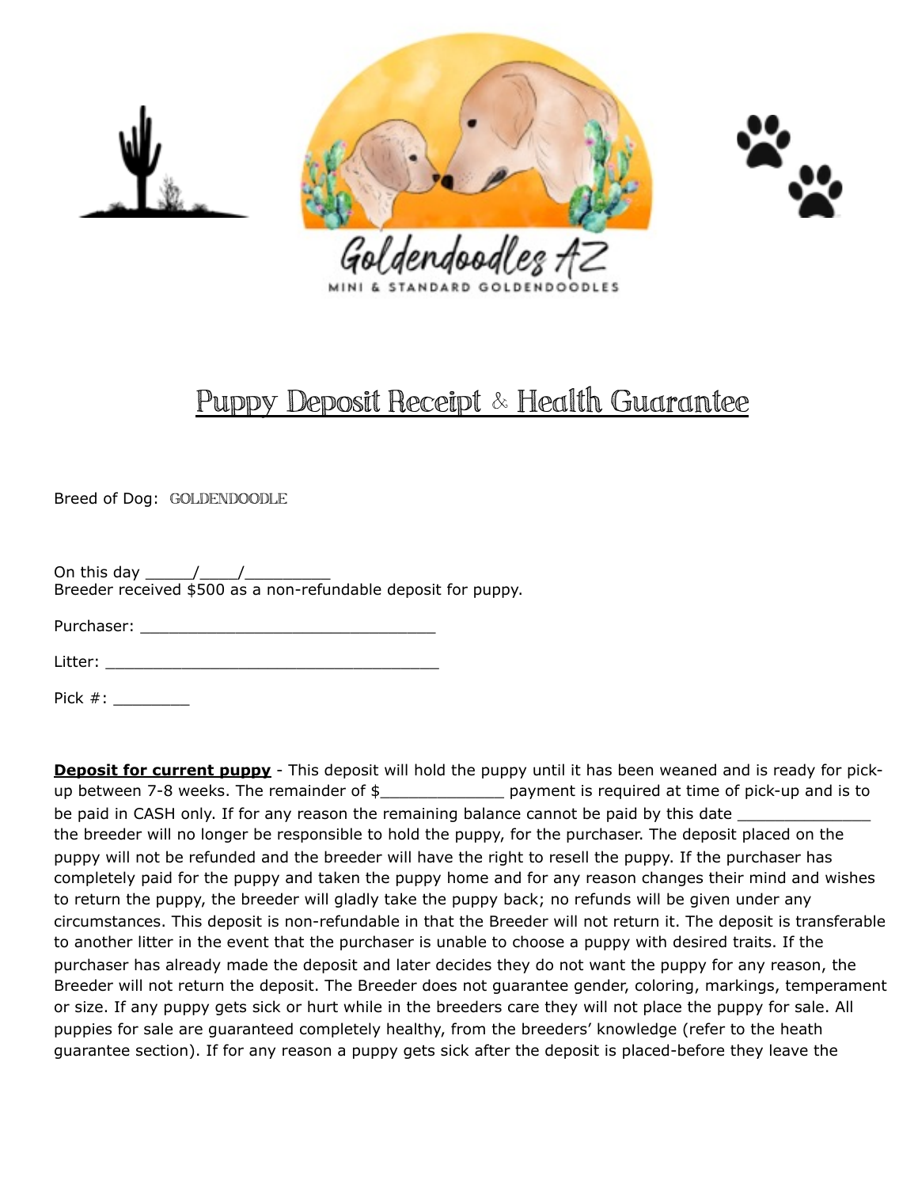Goldendoodles AZ

MINI & STANDARD GOLDENDOODLES

# Puppy Deposit Receipt & Health Guarantee

Breed of Dog: GOLDENDOODLE

On this day _____/____/_________
Breeder received $500 as a non-refundable deposit for puppy.

Purchaser: _______________________________

Litter: ___________________________________

Pick #: ________

**Deposit for current puppy** - This deposit will hold the puppy until it has been weaned and is ready for pick-up between 7-8 weeks. The remainder of $_____________ payment is required at time of pick-up and is to be paid in CASH only. If for any reason the remaining balance cannot be paid by this date ______________ the breeder will no longer be responsible to hold the puppy, for the purchaser. The deposit placed on the puppy will not be refunded and the breeder will have the right to resell the puppy. If the purchaser has completely paid for the puppy and taken the puppy home and for any reason changes their mind and wishes to return the puppy, the breeder will gladly take the puppy back; no refunds will be given under any circumstances. This deposit is non-refundable in that the Breeder will not return it. The deposit is transferable to another litter in the event that the purchaser is unable to choose a puppy with desired traits. If the purchaser has already made the deposit and later decides they do not want the puppy for any reason, the Breeder will not return the deposit. The Breeder does not guarantee gender, coloring, markings, temperament or size. If any puppy gets sick or hurt while in the breeders care they will not place the puppy for sale. All puppies for sale are guaranteed completely healthy, from the breeders' knowledge (refer to the heath guarantee section). If for any reason a puppy gets sick after the deposit is placed-before they leave the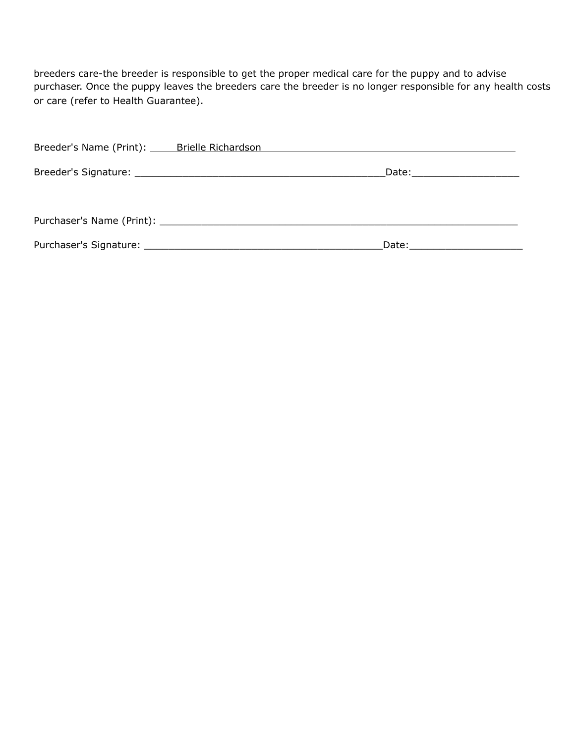breeders care-the breeder is responsible to get the proper medical care for the puppy and to advise purchaser. Once the puppy leaves the breeders care the breeder is no longer responsible for any health costs or care (refer to Health Guarantee).

Breeder's Name (Print): Brielle Richardson

Breeder's Signature: ___________________________________________Date:__________________

Purchaser's Name (Print): ______________________________________________________________

Purchaser's Signature: _________________________________________Date:___________________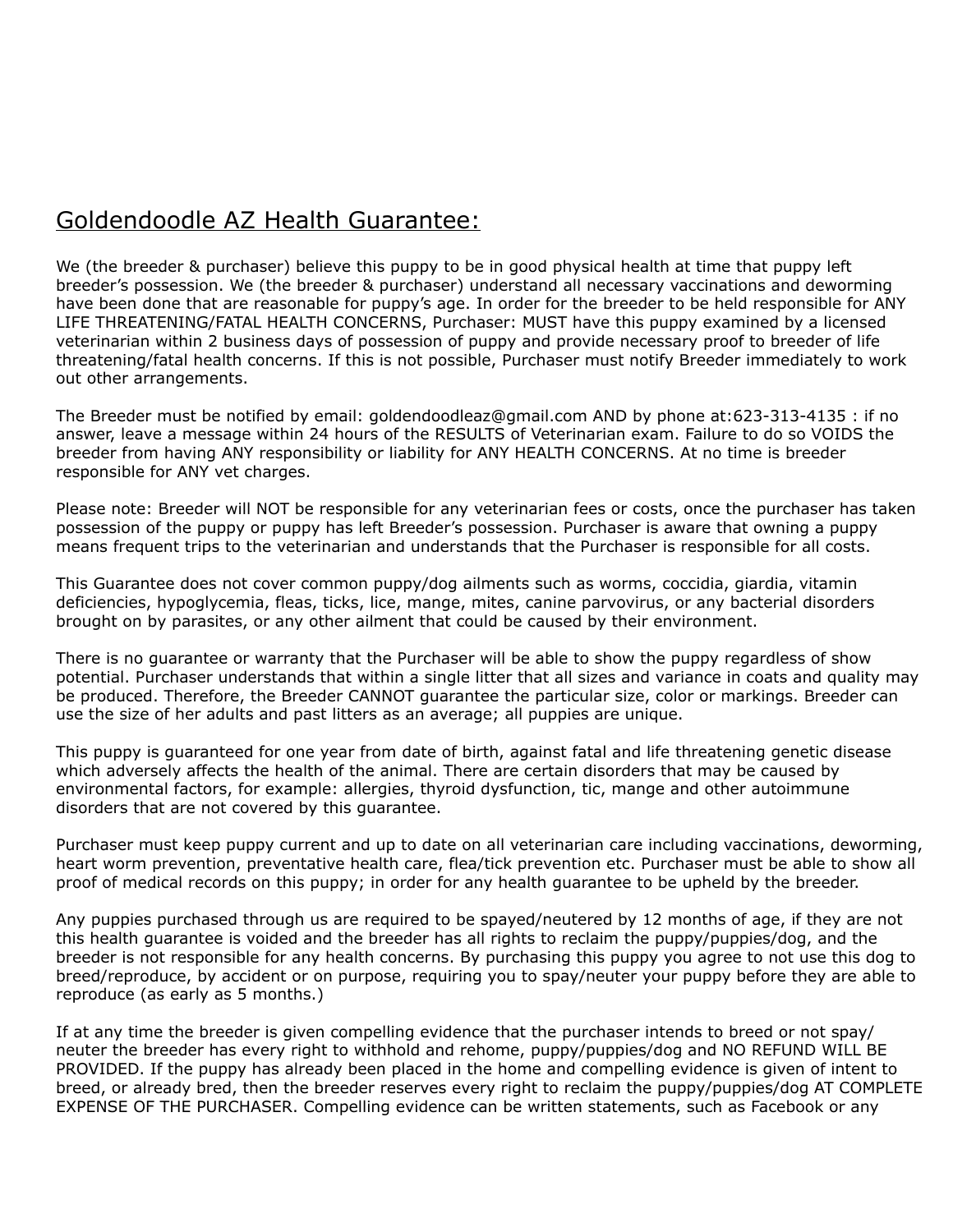## Goldendoodle AZ Health Guarantee:

We (the breeder & purchaser) believe this puppy to be in good physical health at time that puppy left breeder's possession. We (the breeder & purchaser) understand all necessary vaccinations and deworming have been done that are reasonable for puppy's age. In order for the breeder to be held responsible for ANY LIFE THREATENING/FATAL HEALTH CONCERNS, Purchaser: MUST have this puppy examined by a licensed veterinarian within 2 business days of possession of puppy and provide necessary proof to breeder of life threatening/fatal health concerns. If this is not possible, Purchaser must notify Breeder immediately to work out other arrangements.

The Breeder must be notified by email: goldendoodleaz@gmail.com AND by phone at:623-313-4135 : if no answer, leave a message within 24 hours of the RESULTS of Veterinarian exam. Failure to do so VOIDS the breeder from having ANY responsibility or liability for ANY HEALTH CONCERNS. At no time is breeder responsible for ANY vet charges.

Please note: Breeder will NOT be responsible for any veterinarian fees or costs, once the purchaser has taken possession of the puppy or puppy has left Breeder's possession. Purchaser is aware that owning a puppy means frequent trips to the veterinarian and understands that the Purchaser is responsible for all costs.

This Guarantee does not cover common puppy/dog ailments such as worms, coccidia, giardia, vitamin deficiencies, hypoglycemia, fleas, ticks, lice, mange, mites, canine parvovirus, or any bacterial disorders brought on by parasites, or any other ailment that could be caused by their environment.

There is no guarantee or warranty that the Purchaser will be able to show the puppy regardless of show potential. Purchaser understands that within a single litter that all sizes and variance in coats and quality may be produced. Therefore, the Breeder CANNOT guarantee the particular size, color or markings. Breeder can use the size of her adults and past litters as an average; all puppies are unique.

This puppy is guaranteed for one year from date of birth, against fatal and life threatening genetic disease which adversely affects the health of the animal. There are certain disorders that may be caused by environmental factors, for example: allergies, thyroid dysfunction, tic, mange and other autoimmune disorders that are not covered by this guarantee.

Purchaser must keep puppy current and up to date on all veterinarian care including vaccinations, deworming, heart worm prevention, preventative health care, flea/tick prevention etc. Purchaser must be able to show all proof of medical records on this puppy; in order for any health guarantee to be upheld by the breeder.

Any puppies purchased through us are required to be spayed/neutered by 12 months of age, if they are not this health guarantee is voided and the breeder has all rights to reclaim the puppy/puppies/dog, and the breeder is not responsible for any health concerns. By purchasing this puppy you agree to not use this dog to breed/reproduce, by accident or on purpose, requiring you to spay/neuter your puppy before they are able to reproduce (as early as 5 months.)

If at any time the breeder is given compelling evidence that the purchaser intends to breed or not spay/neuter the breeder has every right to withhold and rehome, puppy/puppies/dog and NO REFUND WILL BE PROVIDED. If the puppy has already been placed in the home and compelling evidence is given of intent to breed, or already bred, then the breeder reserves every right to reclaim the puppy/puppies/dog AT COMPLETE EXPENSE OF THE PURCHASER. Compelling evidence can be written statements, such as Facebook or any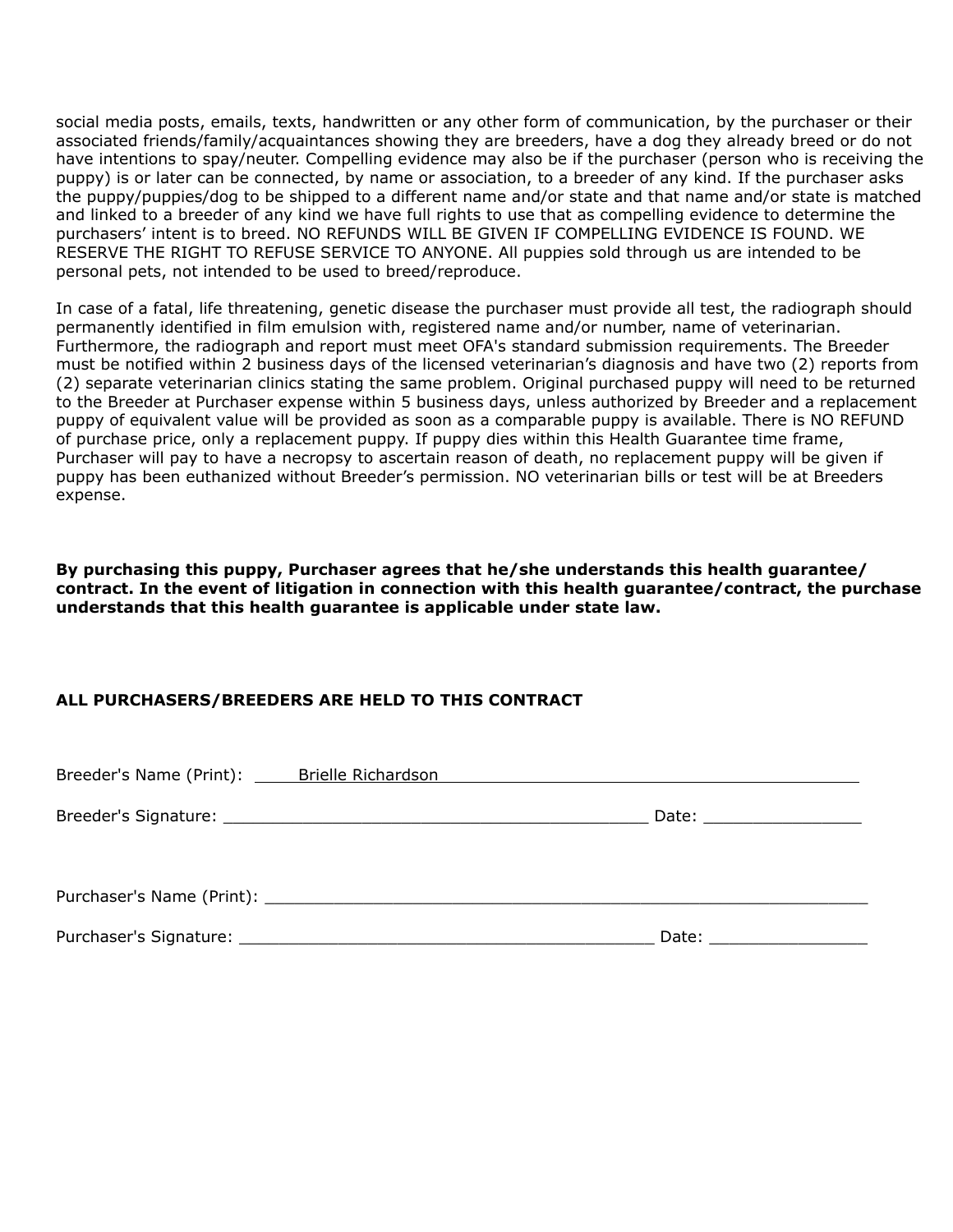social media posts, emails, texts, handwritten or any other form of communication, by the purchaser or their associated friends/family/acquaintances showing they are breeders, have a dog they already breed or do not have intentions to spay/neuter. Compelling evidence may also be if the purchaser (person who is receiving the puppy) is or later can be connected, by name or association, to a breeder of any kind. If the purchaser asks the puppy/puppies/dog to be shipped to a different name and/or state and that name and/or state is matched and linked to a breeder of any kind we have full rights to use that as compelling evidence to determine the purchasers' intent is to breed. NO REFUNDS WILL BE GIVEN IF COMPELLING EVIDENCE IS FOUND. WE RESERVE THE RIGHT TO REFUSE SERVICE TO ANYONE. All puppies sold through us are intended to be personal pets, not intended to be used to breed/reproduce.

In case of a fatal, life threatening, genetic disease the purchaser must provide all test, the radiograph should permanently identified in film emulsion with, registered name and/or number, name of veterinarian. Furthermore, the radiograph and report must meet OFA's standard submission requirements. The Breeder must be notified within 2 business days of the licensed veterinarian's diagnosis and have two (2) reports from (2) separate veterinarian clinics stating the same problem. Original purchased puppy will need to be returned to the Breeder at Purchaser expense within 5 business days, unless authorized by Breeder and a replacement puppy of equivalent value will be provided as soon as a comparable puppy is available. There is NO REFUND of purchase price, only a replacement puppy. If puppy dies within this Health Guarantee time frame, Purchaser will pay to have a necropsy to ascertain reason of death, no replacement puppy will be given if puppy has been euthanized without Breeder's permission. NO veterinarian bills or test will be at Breeders expense.

**By purchasing this puppy, Purchaser agrees that he/she understands this health guarantee/ contract. In the event of litigation in connection with this health guarantee/contract, the purchase understands that this health guarantee is applicable under state law.**

**ALL PURCHASERS/BREEDERS ARE HELD TO THIS CONTRACT**

Breeder's Name (Print): Brielle Richardson

Breeder's Signature: ____________________________________________ Date: ________________

Purchaser's Name (Print): ______________________________________________________________

Purchaser's Signature: __________________________________________ Date: ________________